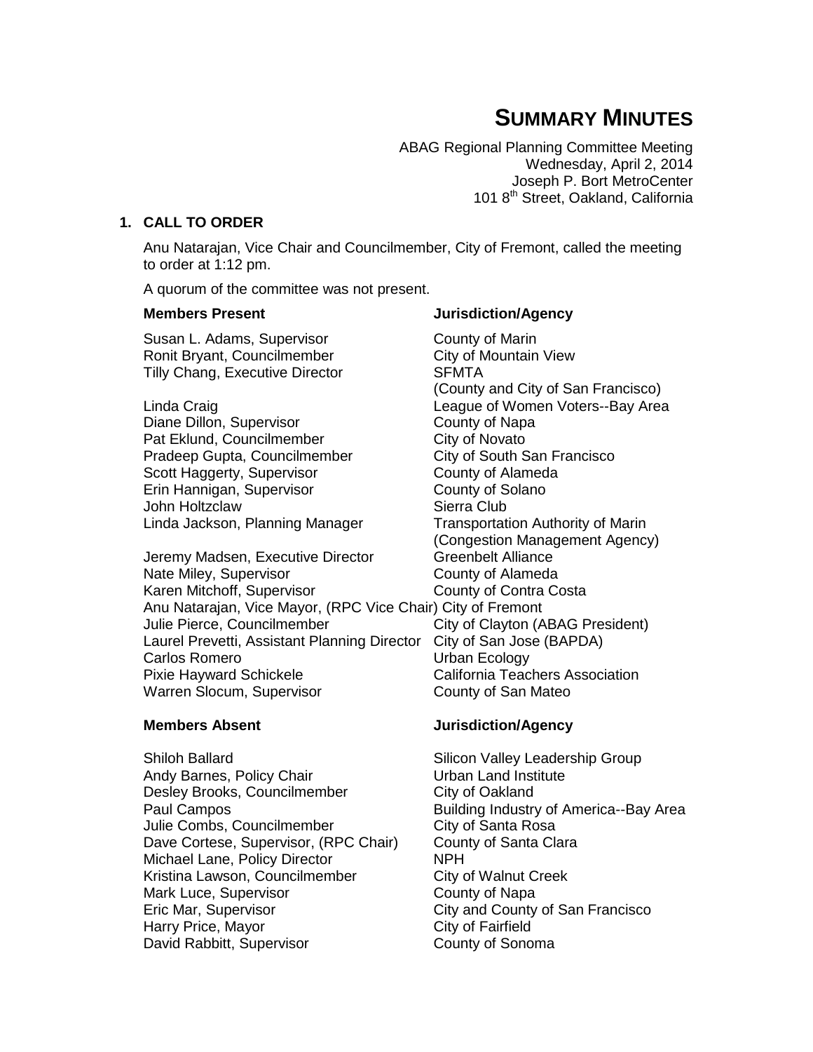# SUMMARY MINUTES

ABAG Regional Planning Committee Meeting
Wednesday, April 2, 2014
Joseph P. Bort MetroCenter
101 8th Street, Oakland, California

## 1. CALL TO ORDER

Anu Natarajan, Vice Chair and Councilmember, City of Fremont, called the meeting to order at 1:12 pm.

A quorum of the committee was not present.

| Members Present | Jurisdiction/Agency |
|---|---|
| Susan L. Adams, Supervisor | County of Marin |
| Ronit Bryant, Councilmember | City of Mountain View |
| Tilly Chang, Executive Director | SFMTA (County and City of San Francisco) |
| Linda Craig | League of Women Voters--Bay Area |
| Diane Dillon, Supervisor | County of Napa |
| Pat Eklund, Councilmember | City of Novato |
| Pradeep Gupta, Councilmember | City of South San Francisco |
| Scott Haggerty, Supervisor | County of Alameda |
| Erin Hannigan, Supervisor | County of Solano |
| John Holtzclaw | Sierra Club |
| Linda Jackson, Planning Manager | Transportation Authority of Marin (Congestion Management Agency) |
| Jeremy Madsen, Executive Director | Greenbelt Alliance |
| Nate Miley, Supervisor | County of Alameda |
| Karen Mitchoff, Supervisor | County of Contra Costa |
| Anu Natarajan, Vice Mayor, (RPC Vice Chair) | City of Fremont |
| Julie Pierce, Councilmember | City of Clayton (ABAG President) |
| Laurel Prevetti, Assistant Planning Director | City of San Jose (BAPDA) |
| Carlos Romero | Urban Ecology |
| Pixie Hayward Schickele | California Teachers Association |
| Warren Slocum, Supervisor | County of San Mateo |

| Members Absent | Jurisdiction/Agency |
|---|---|
| Shiloh Ballard | Silicon Valley Leadership Group |
| Andy Barnes, Policy Chair | Urban Land Institute |
| Desley Brooks, Councilmember | City of Oakland |
| Paul Campos | Building Industry of America--Bay Area |
| Julie Combs, Councilmember | City of Santa Rosa |
| Dave Cortese, Supervisor, (RPC Chair) | County of Santa Clara |
| Michael Lane, Policy Director | NPH |
| Kristina Lawson, Councilmember | City of Walnut Creek |
| Mark Luce, Supervisor | County of Napa |
| Eric Mar, Supervisor | City and County of San Francisco |
| Harry Price, Mayor | City of Fairfield |
| David Rabbitt, Supervisor | County of Sonoma |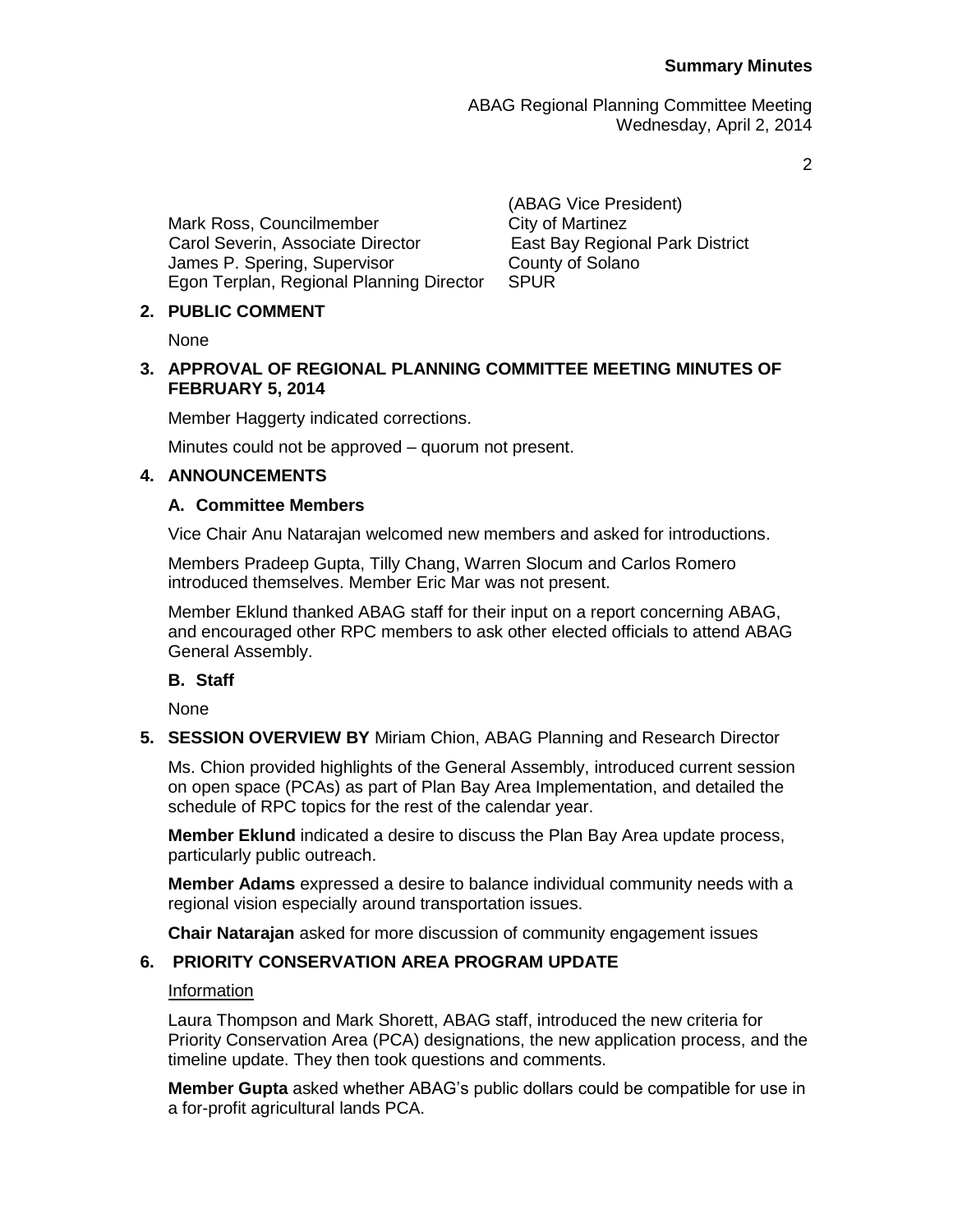(ABAG Vice President)

| | |
|---|---|
| Mark Ross, Councilmember | City of Martinez |
| Carol Severin, Associate Director | East Bay Regional Park District |
| James P. Spering, Supervisor | County of Solano |
| Egon Terplan, Regional Planning Director | SPUR |

## 2. PUBLIC COMMENT

None

## 3. APPROVAL OF REGIONAL PLANNING COMMITTEE MEETING MINUTES OF FEBRUARY 5, 2014

Member Haggerty indicated corrections.

Minutes could not be approved – quorum not present.

## 4. ANNOUNCEMENTS

### A. Committee Members

Vice Chair Anu Natarajan welcomed new members and asked for introductions.

Members Pradeep Gupta, Tilly Chang, Warren Slocum and Carlos Romero introduced themselves. Member Eric Mar was not present.

Member Eklund thanked ABAG staff for their input on a report concerning ABAG, and encouraged other RPC members to ask other elected officials to attend ABAG General Assembly.

### B. Staff

None

## 5. SESSION OVERVIEW BY Miriam Chion, ABAG Planning and Research Director

Ms. Chion provided highlights of the General Assembly, introduced current session on open space (PCAs) as part of Plan Bay Area Implementation, and detailed the schedule of RPC topics for the rest of the calendar year.

**Member Eklund** indicated a desire to discuss the Plan Bay Area update process, particularly public outreach.

**Member Adams** expressed a desire to balance individual community needs with a regional vision especially around transportation issues.

**Chair Natarajan** asked for more discussion of community engagement issues

## 6. PRIORITY CONSERVATION AREA PROGRAM UPDATE

Information

Laura Thompson and Mark Shorett, ABAG staff, introduced the new criteria for Priority Conservation Area (PCA) designations, the new application process, and the timeline update. They then took questions and comments.

**Member Gupta** asked whether ABAG's public dollars could be compatible for use in a for-profit agricultural lands PCA.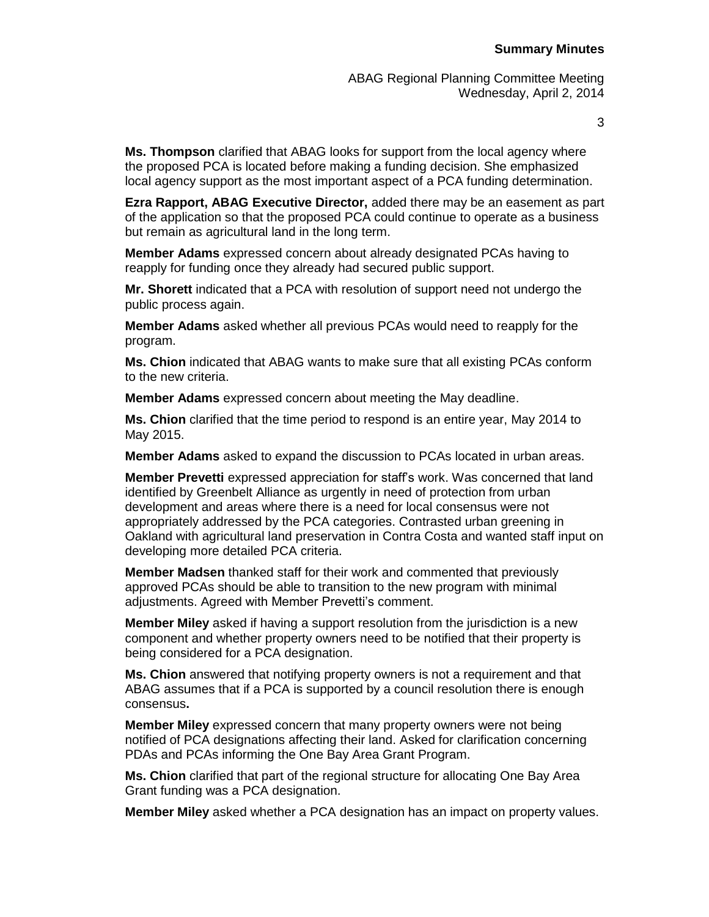**Ms. Thompson** clarified that ABAG looks for support from the local agency where the proposed PCA is located before making a funding decision. She emphasized local agency support as the most important aspect of a PCA funding determination.

**Ezra Rapport, ABAG Executive Director,** added there may be an easement as part of the application so that the proposed PCA could continue to operate as a business but remain as agricultural land in the long term.

**Member Adams** expressed concern about already designated PCAs having to reapply for funding once they already had secured public support.

**Mr. Shorett** indicated that a PCA with resolution of support need not undergo the public process again.

**Member Adams** asked whether all previous PCAs would need to reapply for the program.

**Ms. Chion** indicated that ABAG wants to make sure that all existing PCAs conform to the new criteria.

**Member Adams** expressed concern about meeting the May deadline.

**Ms. Chion** clarified that the time period to respond is an entire year, May 2014 to May 2015.

**Member Adams** asked to expand the discussion to PCAs located in urban areas.

**Member Prevetti** expressed appreciation for staff's work. Was concerned that land identified by Greenbelt Alliance as urgently in need of protection from urban development and areas where there is a need for local consensus were not appropriately addressed by the PCA categories. Contrasted urban greening in Oakland with agricultural land preservation in Contra Costa and wanted staff input on developing more detailed PCA criteria.

**Member Madsen** thanked staff for their work and commented that previously approved PCAs should be able to transition to the new program with minimal adjustments. Agreed with Member Prevetti's comment.

**Member Miley** asked if having a support resolution from the jurisdiction is a new component and whether property owners need to be notified that their property is being considered for a PCA designation.

**Ms. Chion** answered that notifying property owners is not a requirement and that ABAG assumes that if a PCA is supported by a council resolution there is enough consensus**.**

**Member Miley** expressed concern that many property owners were not being notified of PCA designations affecting their land. Asked for clarification concerning PDAs and PCAs informing the One Bay Area Grant Program.

**Ms. Chion** clarified that part of the regional structure for allocating One Bay Area Grant funding was a PCA designation.

**Member Miley** asked whether a PCA designation has an impact on property values.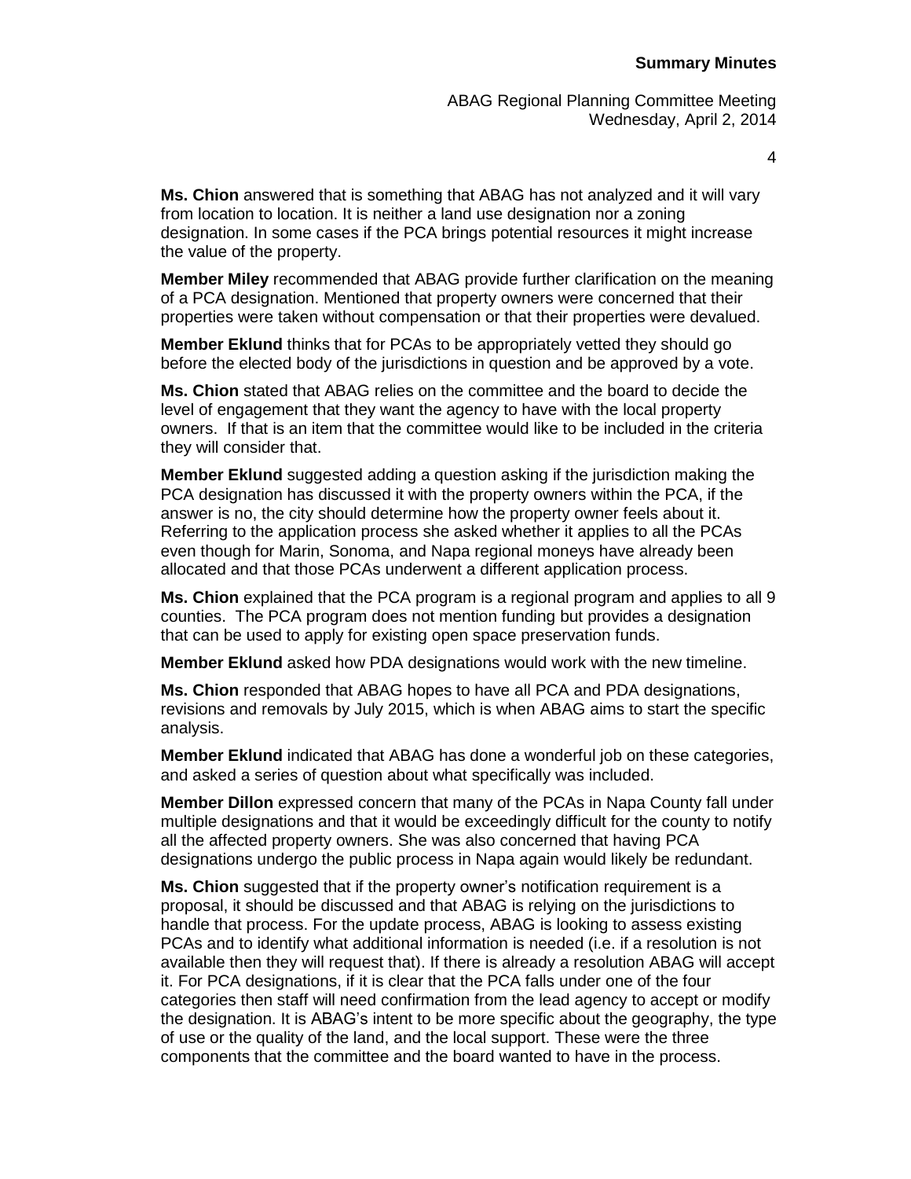**Ms. Chion** answered that is something that ABAG has not analyzed and it will vary from location to location. It is neither a land use designation nor a zoning designation. In some cases if the PCA brings potential resources it might increase the value of the property.

**Member Miley** recommended that ABAG provide further clarification on the meaning of a PCA designation. Mentioned that property owners were concerned that their properties were taken without compensation or that their properties were devalued.

**Member Eklund** thinks that for PCAs to be appropriately vetted they should go before the elected body of the jurisdictions in question and be approved by a vote.

**Ms. Chion** stated that ABAG relies on the committee and the board to decide the level of engagement that they want the agency to have with the local property owners. If that is an item that the committee would like to be included in the criteria they will consider that.

**Member Eklund** suggested adding a question asking if the jurisdiction making the PCA designation has discussed it with the property owners within the PCA, if the answer is no, the city should determine how the property owner feels about it. Referring to the application process she asked whether it applies to all the PCAs even though for Marin, Sonoma, and Napa regional moneys have already been allocated and that those PCAs underwent a different application process.

**Ms. Chion** explained that the PCA program is a regional program and applies to all 9 counties. The PCA program does not mention funding but provides a designation that can be used to apply for existing open space preservation funds.

**Member Eklund** asked how PDA designations would work with the new timeline.

**Ms. Chion** responded that ABAG hopes to have all PCA and PDA designations, revisions and removals by July 2015, which is when ABAG aims to start the specific analysis.

**Member Eklund** indicated that ABAG has done a wonderful job on these categories, and asked a series of question about what specifically was included.

**Member Dillon** expressed concern that many of the PCAs in Napa County fall under multiple designations and that it would be exceedingly difficult for the county to notify all the affected property owners. She was also concerned that having PCA designations undergo the public process in Napa again would likely be redundant.

**Ms. Chion** suggested that if the property owner's notification requirement is a proposal, it should be discussed and that ABAG is relying on the jurisdictions to handle that process. For the update process, ABAG is looking to assess existing PCAs and to identify what additional information is needed (i.e. if a resolution is not available then they will request that). If there is already a resolution ABAG will accept it. For PCA designations, if it is clear that the PCA falls under one of the four categories then staff will need confirmation from the lead agency to accept or modify the designation. It is ABAG's intent to be more specific about the geography, the type of use or the quality of the land, and the local support. These were the three components that the committee and the board wanted to have in the process.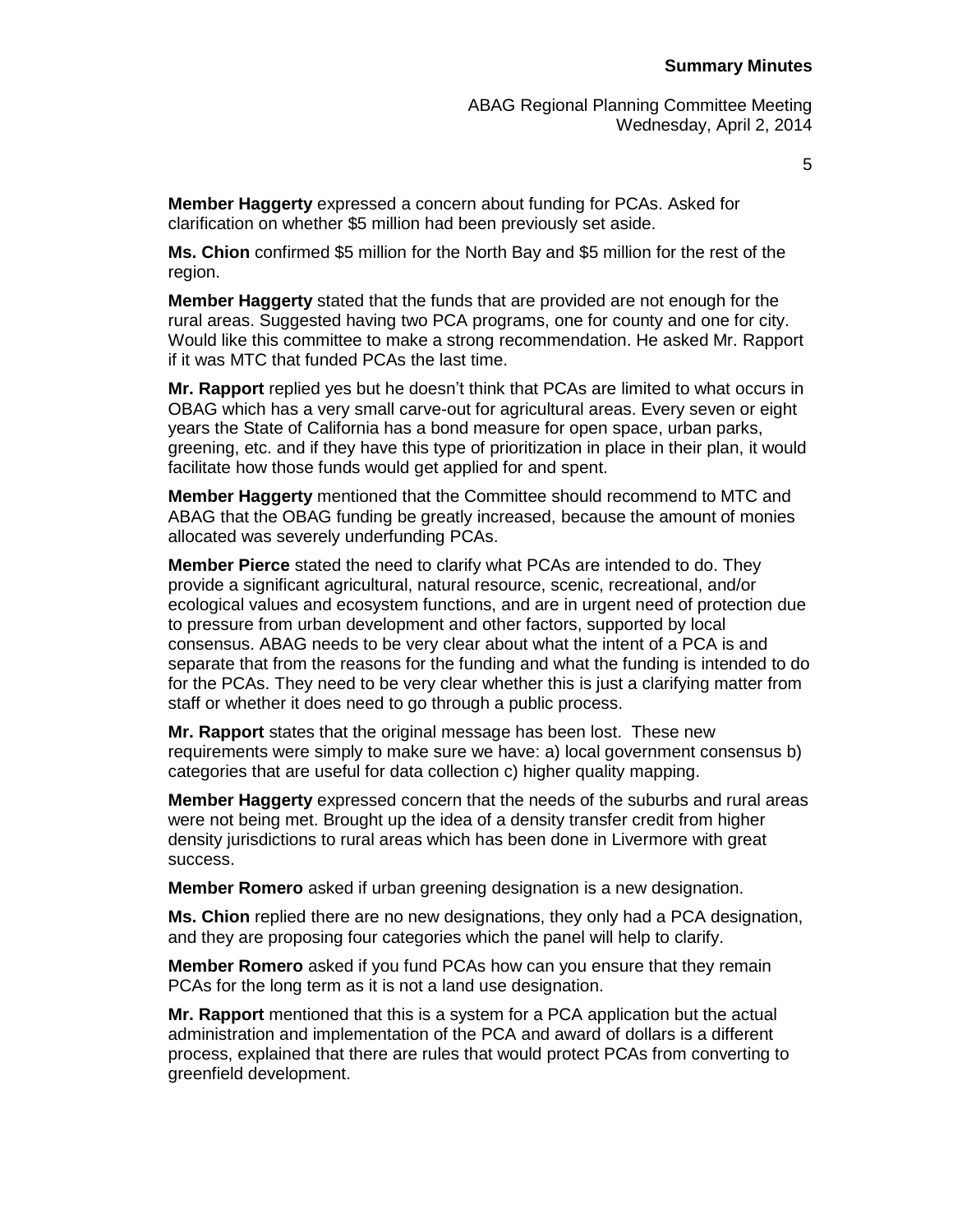**Member Haggerty** expressed a concern about funding for PCAs. Asked for clarification on whether $5 million had been previously set aside.

**Ms. Chion** confirmed $5 million for the North Bay and $5 million for the rest of the region.

**Member Haggerty** stated that the funds that are provided are not enough for the rural areas. Suggested having two PCA programs, one for county and one for city. Would like this committee to make a strong recommendation. He asked Mr. Rapport if it was MTC that funded PCAs the last time.

**Mr. Rapport** replied yes but he doesn't think that PCAs are limited to what occurs in OBAG which has a very small carve-out for agricultural areas. Every seven or eight years the State of California has a bond measure for open space, urban parks, greening, etc. and if they have this type of prioritization in place in their plan, it would facilitate how those funds would get applied for and spent.

**Member Haggerty** mentioned that the Committee should recommend to MTC and ABAG that the OBAG funding be greatly increased, because the amount of monies allocated was severely underfunding PCAs.

**Member Pierce** stated the need to clarify what PCAs are intended to do. They provide a significant agricultural, natural resource, scenic, recreational, and/or ecological values and ecosystem functions, and are in urgent need of protection due to pressure from urban development and other factors, supported by local consensus. ABAG needs to be very clear about what the intent of a PCA is and separate that from the reasons for the funding and what the funding is intended to do for the PCAs. They need to be very clear whether this is just a clarifying matter from staff or whether it does need to go through a public process.

**Mr. Rapport** states that the original message has been lost. These new requirements were simply to make sure we have: a) local government consensus b) categories that are useful for data collection c) higher quality mapping.

**Member Haggerty** expressed concern that the needs of the suburbs and rural areas were not being met. Brought up the idea of a density transfer credit from higher density jurisdictions to rural areas which has been done in Livermore with great success.

**Member Romero** asked if urban greening designation is a new designation.

**Ms. Chion** replied there are no new designations, they only had a PCA designation, and they are proposing four categories which the panel will help to clarify.

**Member Romero** asked if you fund PCAs how can you ensure that they remain PCAs for the long term as it is not a land use designation.

**Mr. Rapport** mentioned that this is a system for a PCA application but the actual administration and implementation of the PCA and award of dollars is a different process, explained that there are rules that would protect PCAs from converting to greenfield development.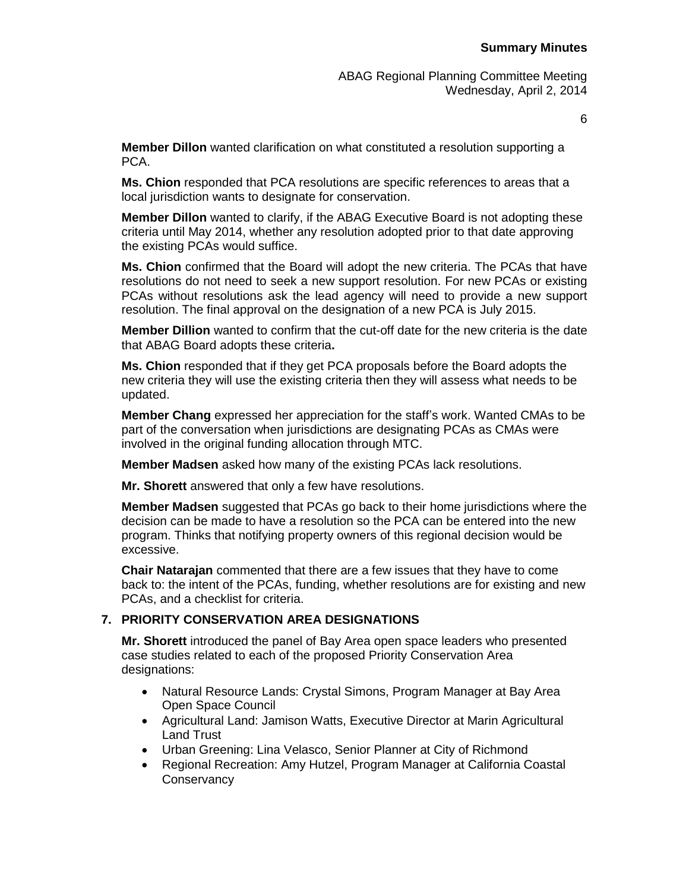**Member Dillon** wanted clarification on what constituted a resolution supporting a PCA.

**Ms. Chion** responded that PCA resolutions are specific references to areas that a local jurisdiction wants to designate for conservation.

**Member Dillon** wanted to clarify, if the ABAG Executive Board is not adopting these criteria until May 2014, whether any resolution adopted prior to that date approving the existing PCAs would suffice.

**Ms. Chion** confirmed that the Board will adopt the new criteria. The PCAs that have resolutions do not need to seek a new support resolution. For new PCAs or existing PCAs without resolutions ask the lead agency will need to provide a new support resolution. The final approval on the designation of a new PCA is July 2015.

**Member Dillion** wanted to confirm that the cut-off date for the new criteria is the date that ABAG Board adopts these criteria**.**

**Ms. Chion** responded that if they get PCA proposals before the Board adopts the new criteria they will use the existing criteria then they will assess what needs to be updated.

**Member Chang** expressed her appreciation for the staff's work. Wanted CMAs to be part of the conversation when jurisdictions are designating PCAs as CMAs were involved in the original funding allocation through MTC.

**Member Madsen** asked how many of the existing PCAs lack resolutions.

**Mr. Shorett** answered that only a few have resolutions.

**Member Madsen** suggested that PCAs go back to their home jurisdictions where the decision can be made to have a resolution so the PCA can be entered into the new program. Thinks that notifying property owners of this regional decision would be excessive.

**Chair Natarajan** commented that there are a few issues that they have to come back to: the intent of the PCAs, funding, whether resolutions are for existing and new PCAs, and a checklist for criteria.

## 7. PRIORITY CONSERVATION AREA DESIGNATIONS

**Mr. Shorett** introduced the panel of Bay Area open space leaders who presented case studies related to each of the proposed Priority Conservation Area designations:

- Natural Resource Lands: Crystal Simons, Program Manager at Bay Area Open Space Council
- Agricultural Land: Jamison Watts, Executive Director at Marin Agricultural Land Trust
- Urban Greening: Lina Velasco, Senior Planner at City of Richmond
- Regional Recreation: Amy Hutzel, Program Manager at California Coastal Conservancy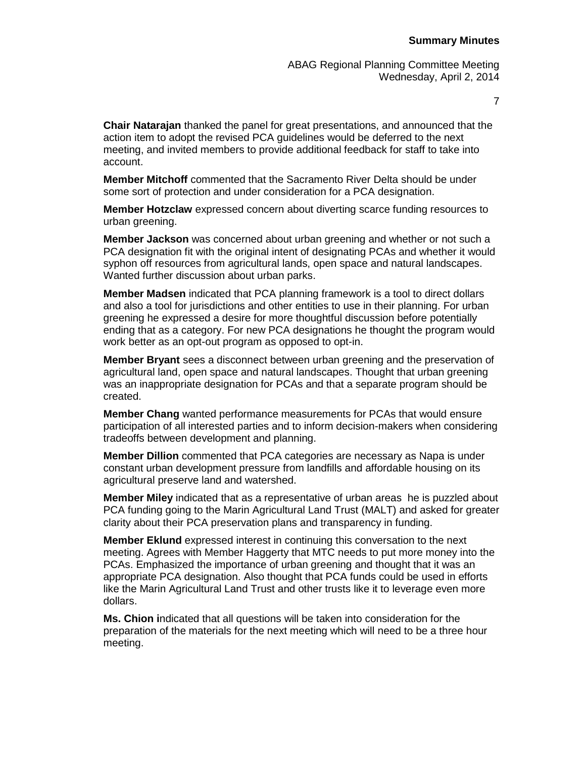**Chair Natarajan** thanked the panel for great presentations, and announced that the action item to adopt the revised PCA guidelines would be deferred to the next meeting, and invited members to provide additional feedback for staff to take into account.

**Member Mitchoff** commented that the Sacramento River Delta should be under some sort of protection and under consideration for a PCA designation.

**Member Hotzclaw** expressed concern about diverting scarce funding resources to urban greening.

**Member Jackson** was concerned about urban greening and whether or not such a PCA designation fit with the original intent of designating PCAs and whether it would syphon off resources from agricultural lands, open space and natural landscapes. Wanted further discussion about urban parks.

**Member Madsen** indicated that PCA planning framework is a tool to direct dollars and also a tool for jurisdictions and other entities to use in their planning. For urban greening he expressed a desire for more thoughtful discussion before potentially ending that as a category. For new PCA designations he thought the program would work better as an opt-out program as opposed to opt-in.

**Member Bryant** sees a disconnect between urban greening and the preservation of agricultural land, open space and natural landscapes. Thought that urban greening was an inappropriate designation for PCAs and that a separate program should be created.

**Member Chang** wanted performance measurements for PCAs that would ensure participation of all interested parties and to inform decision-makers when considering tradeoffs between development and planning.

**Member Dillion** commented that PCA categories are necessary as Napa is under constant urban development pressure from landfills and affordable housing on its agricultural preserve land and watershed.

**Member Miley** indicated that as a representative of urban areas he is puzzled about PCA funding going to the Marin Agricultural Land Trust (MALT) and asked for greater clarity about their PCA preservation plans and transparency in funding.

**Member Eklund** expressed interest in continuing this conversation to the next meeting. Agrees with Member Haggerty that MTC needs to put more money into the PCAs. Emphasized the importance of urban greening and thought that it was an appropriate PCA designation. Also thought that PCA funds could be used in efforts like the Marin Agricultural Land Trust and other trusts like it to leverage even more dollars.

**Ms. Chion i**ndicated that all questions will be taken into consideration for the preparation of the materials for the next meeting which will need to be a three hour meeting.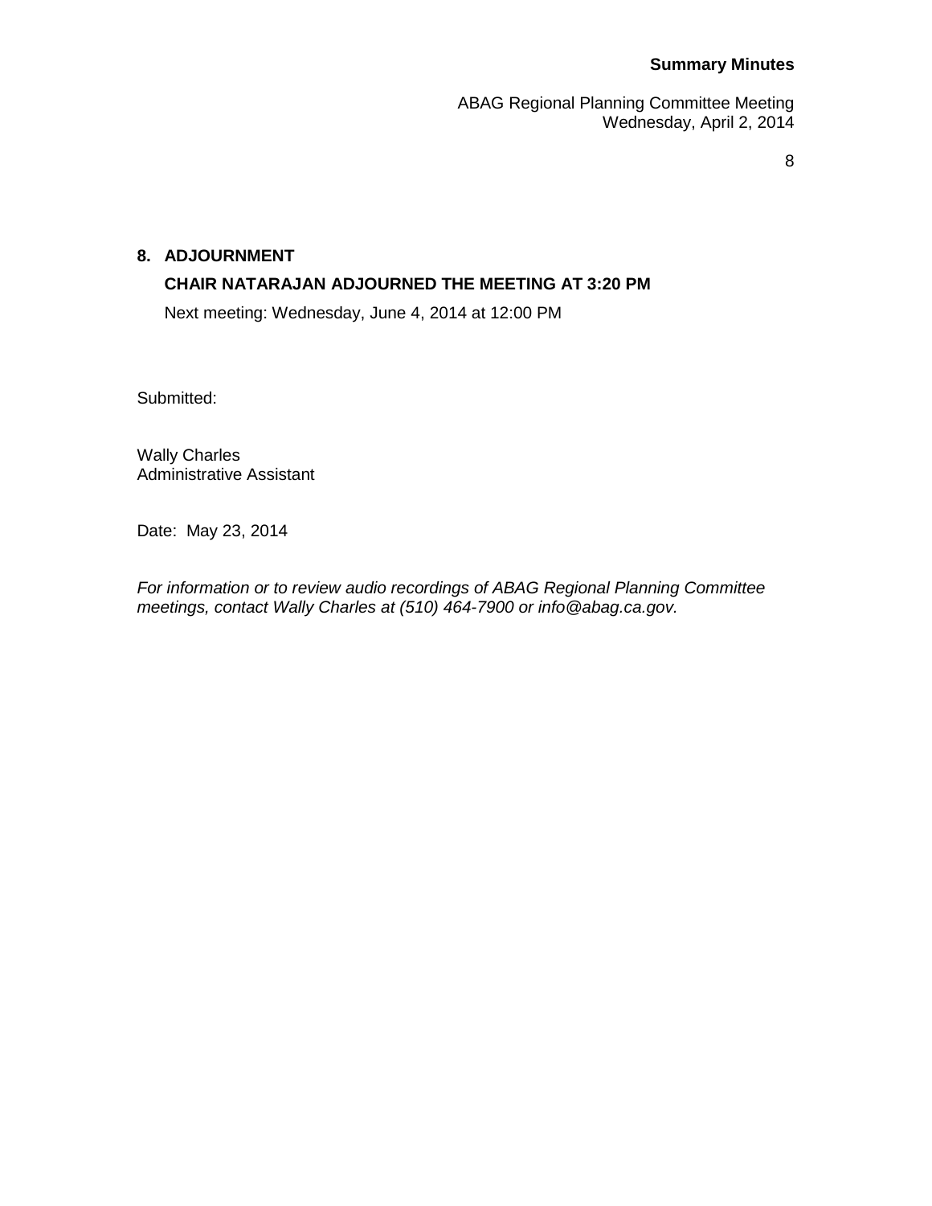**8. ADJOURNMENT**

**CHAIR NATARAJAN ADJOURNED THE MEETING AT 3:20 PM**

Next meeting: Wednesday, June 4, 2014 at 12:00 PM

Submitted:

Wally Charles
Administrative Assistant

Date: May 23, 2014

*For information or to review audio recordings of ABAG Regional Planning Committee meetings, contact Wally Charles at (510) 464-7900 or info@abag.ca.gov.*